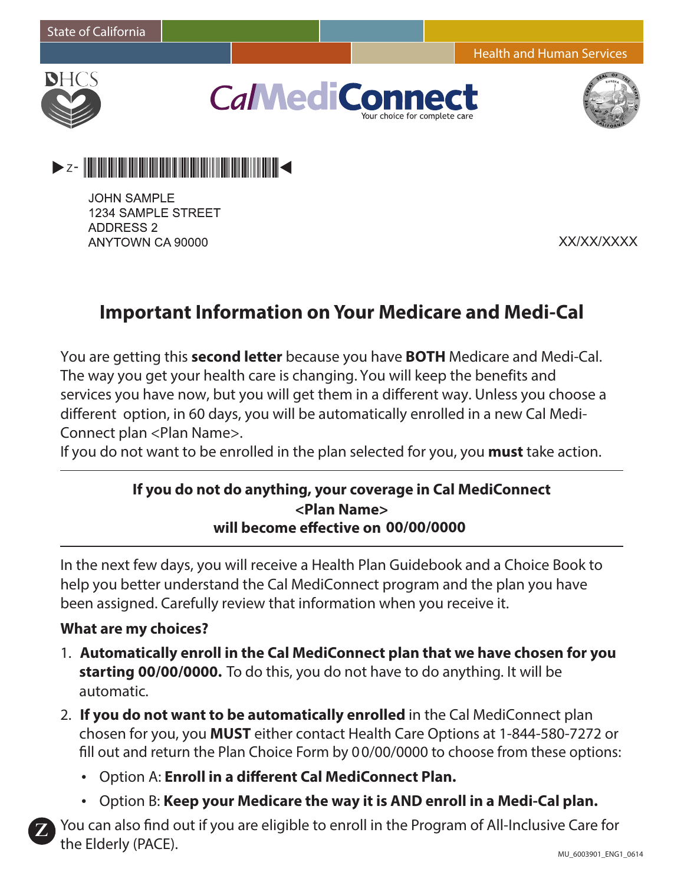State of California

Health and Human Services

CalMediConnect
Your choice for complete care

JOHN SAMPLE
1234 SAMPLE STREET
ADDRESS 2
ANYTOWN CA 90000

XX/XX/XXXX

# Important Information on Your Medicare and Medi-Cal

You are getting this **second letter** because you have **BOTH** Medicare and Medi-Cal. The way you get your health care is changing. You will keep the benefits and services you have now, but you will get them in a different way. Unless you choose a different option, in 60 days, you will be automatically enrolled in a new Cal Medi-Connect plan <Plan Name>.
If you do not want to be enrolled in the plan selected for you, you **must** take action.

---

**If you do not do anything, your coverage in Cal MediConnect <Plan Name> will become effective on 00/00/0000**

---

In the next few days, you will receive a Health Plan Guidebook and a Choice Book to help you better understand the Cal MediConnect program and the plan you have been assigned. Carefully review that information when you receive it.

**What are my choices?**

1. **Automatically enroll in the Cal MediConnect plan that we have chosen for you starting 00/00/0000.** To do this, you do not have to do anything. It will be automatic.
2. **If you do not want to be automatically enrolled** in the Cal MediConnect plan chosen for you, you **MUST** either contact Health Care Options at 1-844-580-7272 or fill out and return the Plan Choice Form by 00/00/0000 to choose from these options:
   - Option A: **Enroll in a different Cal MediConnect Plan.**
   - Option B: **Keep your Medicare the way it is AND enroll in a Medi-Cal plan.**

You can also find out if you are eligible to enroll in the Program of All-Inclusive Care for the Elderly (PACE).

MU_6003901_ENG1_0614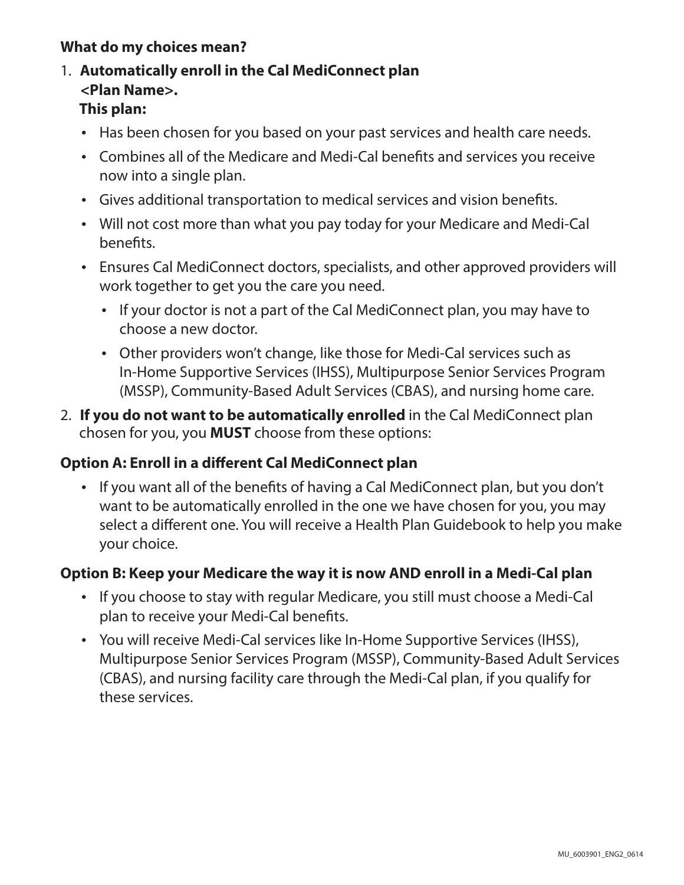**What do my choices mean?**

1. **Automatically enroll in the Cal MediConnect plan <Plan Name>.**
   **This plan:**
   - Has been chosen for you based on your past services and health care needs.
   - Combines all of the Medicare and Medi-Cal benefits and services you receive now into a single plan.
   - Gives additional transportation to medical services and vision benefits.
   - Will not cost more than what you pay today for your Medicare and Medi-Cal benefits.
   - Ensures Cal MediConnect doctors, specialists, and other approved providers will work together to get you the care you need.
     - If your doctor is not a part of the Cal MediConnect plan, you may have to choose a new doctor.
     - Other providers won't change, like those for Medi-Cal services such as In-Home Supportive Services (IHSS), Multipurpose Senior Services Program (MSSP), Community-Based Adult Services (CBAS), and nursing home care.
2. **If you do not want to be automatically enrolled** in the Cal MediConnect plan chosen for you, you **MUST** choose from these options:

**Option A: Enroll in a different Cal MediConnect plan**

- If you want all of the benefits of having a Cal MediConnect plan, but you don't want to be automatically enrolled in the one we have chosen for you, you may select a different one. You will receive a Health Plan Guidebook to help you make your choice.

**Option B: Keep your Medicare the way it is now AND enroll in a Medi-Cal plan**

- If you choose to stay with regular Medicare, you still must choose a Medi-Cal plan to receive your Medi-Cal benefits.
- You will receive Medi-Cal services like In-Home Supportive Services (IHSS), Multipurpose Senior Services Program (MSSP), Community-Based Adult Services (CBAS), and nursing facility care through the Medi-Cal plan, if you qualify for these services.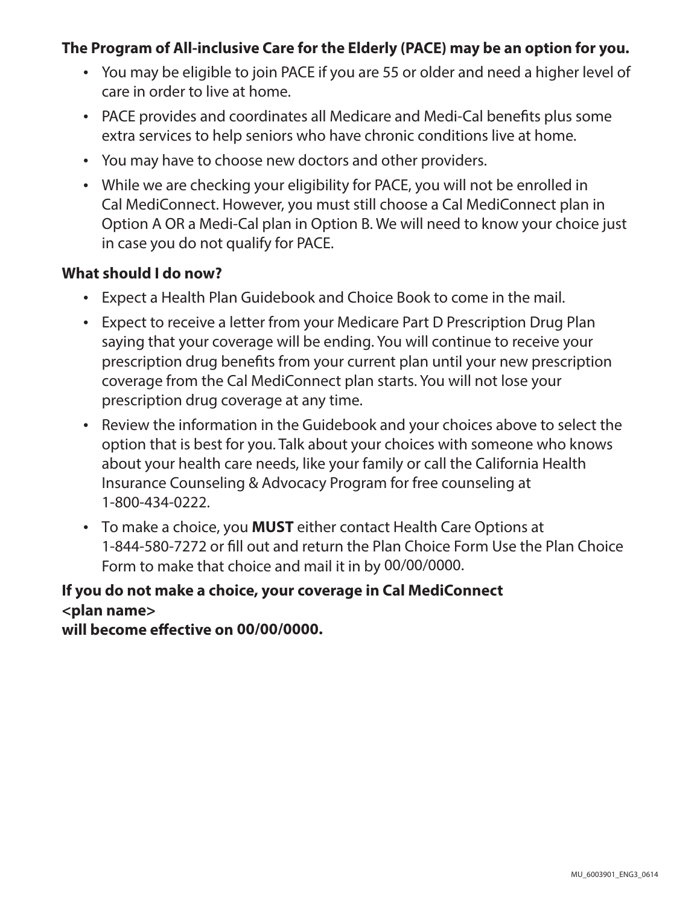**The Program of All-inclusive Care for the Elderly (PACE) may be an option for you.**

- You may be eligible to join PACE if you are 55 or older and need a higher level of care in order to live at home.
- PACE provides and coordinates all Medicare and Medi-Cal benefits plus some extra services to help seniors who have chronic conditions live at home.
- You may have to choose new doctors and other providers.
- While we are checking your eligibility for PACE, you will not be enrolled in Cal MediConnect. However, you must still choose a Cal MediConnect plan in Option A OR a Medi-Cal plan in Option B. We will need to know your choice just in case you do not qualify for PACE.

**What should I do now?**

- Expect a Health Plan Guidebook and Choice Book to come in the mail.
- Expect to receive a letter from your Medicare Part D Prescription Drug Plan saying that your coverage will be ending. You will continue to receive your prescription drug benefits from your current plan until your new prescription coverage from the Cal MediConnect plan starts. You will not lose your prescription drug coverage at any time.
- Review the information in the Guidebook and your choices above to select the option that is best for you. Talk about your choices with someone who knows about your health care needs, like your family or call the California Health Insurance Counseling & Advocacy Program for free counseling at 1-800-434-0222.
- To make a choice, you **MUST** either contact Health Care Options at 1-844-580-7272 or fill out and return the Plan Choice Form Use the Plan Choice Form to make that choice and mail it in by 00/00/0000.

**If you do not make a choice, your coverage in Cal MediConnect <plan name> will become effective on 00/00/0000.**

MU_6003901_ENG3_0614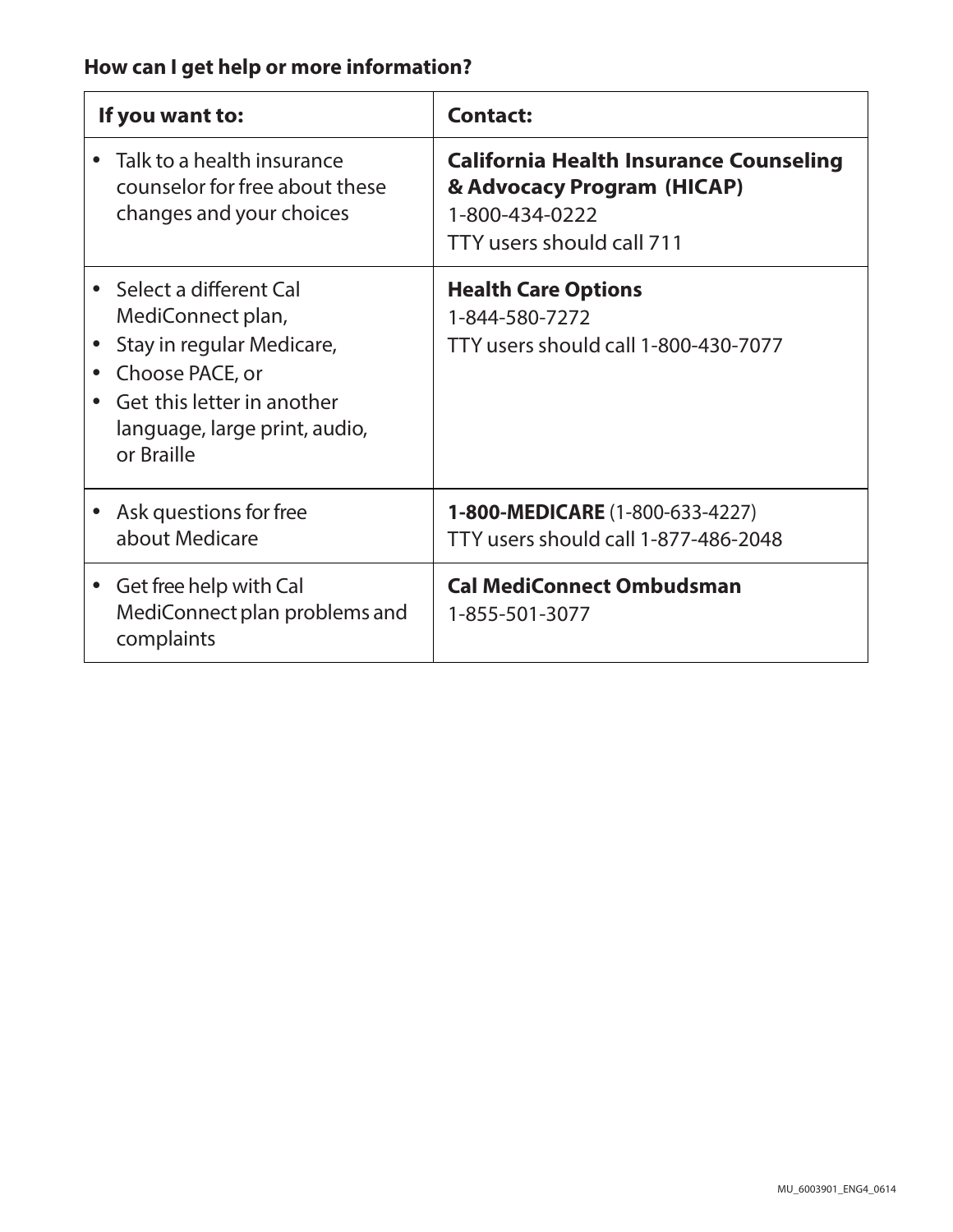**How can I get help or more information?**

| If you want to: | Contact: |
|---|---|
| • Talk to a health insurance counselor for free about these changes and your choices | **California Health Insurance Counseling & Advocacy Program (HICAP)**<br>1-800-434-0222<br>TTY users should call 711 |
| • Select a different Cal MediConnect plan,<br>• Stay in regular Medicare,<br>• Choose PACE, or<br>• Get this letter in another language, large print, audio, or Braille | **Health Care Options**<br>1-844-580-7272<br>TTY users should call 1-800-430-7077 |
| • Ask questions for free about Medicare | **1-800-MEDICARE** (1-800-633-4227)<br>TTY users should call 1-877-486-2048 |
| • Get free help with Cal MediConnect plan problems and complaints | **Cal MediConnect Ombudsman**<br>1-855-501-3077 |

MU_6003901_ENG4_0614